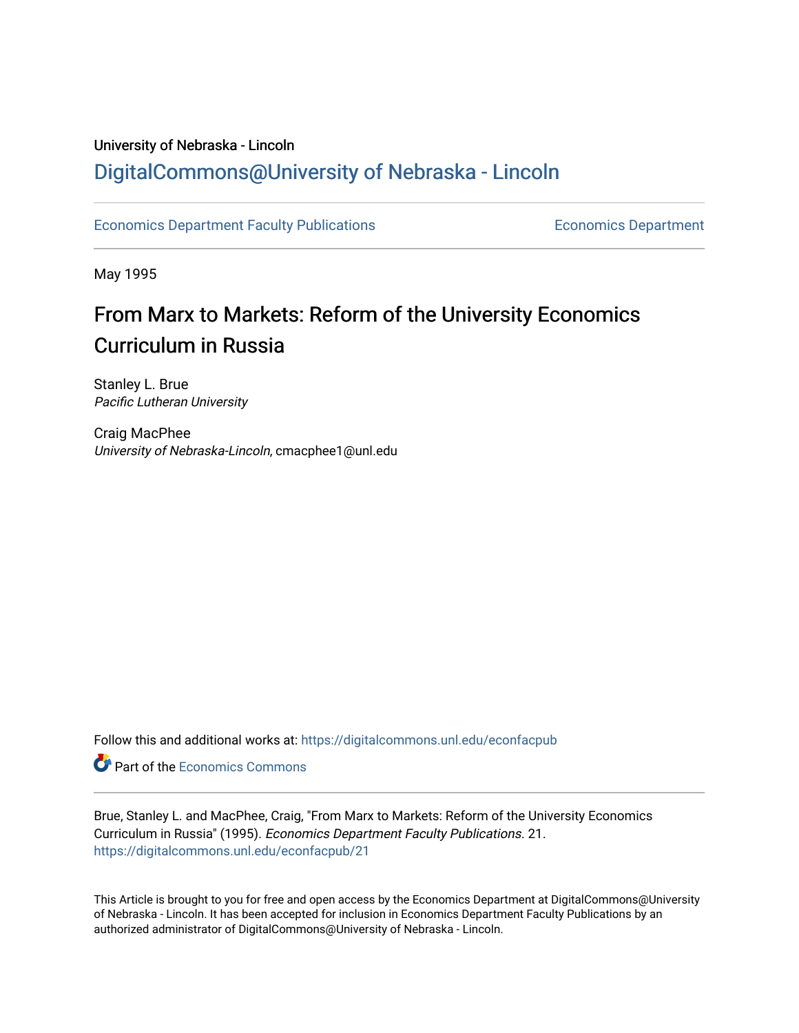University of Nebraska - Lincoln

## DigitalCommons@University of Nebraska - Lincoln

Economics Department Faculty Publications　　　　Economics Department

May 1995

# From Marx to Markets: Reform of the University Economics Curriculum in Russia

Stanley L. Brue
*Pacific Lutheran University*

Craig MacPhee
*University of Nebraska-Lincoln*, cmacphee1@unl.edu

Follow this and additional works at: https://digitalcommons.unl.edu/econfacpub

Part of the Economics Commons

Brue, Stanley L. and MacPhee, Craig, "From Marx to Markets: Reform of the University Economics Curriculum in Russia" (1995). *Economics Department Faculty Publications*. 21.
https://digitalcommons.unl.edu/econfacpub/21

This Article is brought to you for free and open access by the Economics Department at DigitalCommons@University of Nebraska - Lincoln. It has been accepted for inclusion in Economics Department Faculty Publications by an authorized administrator of DigitalCommons@University of Nebraska - Lincoln.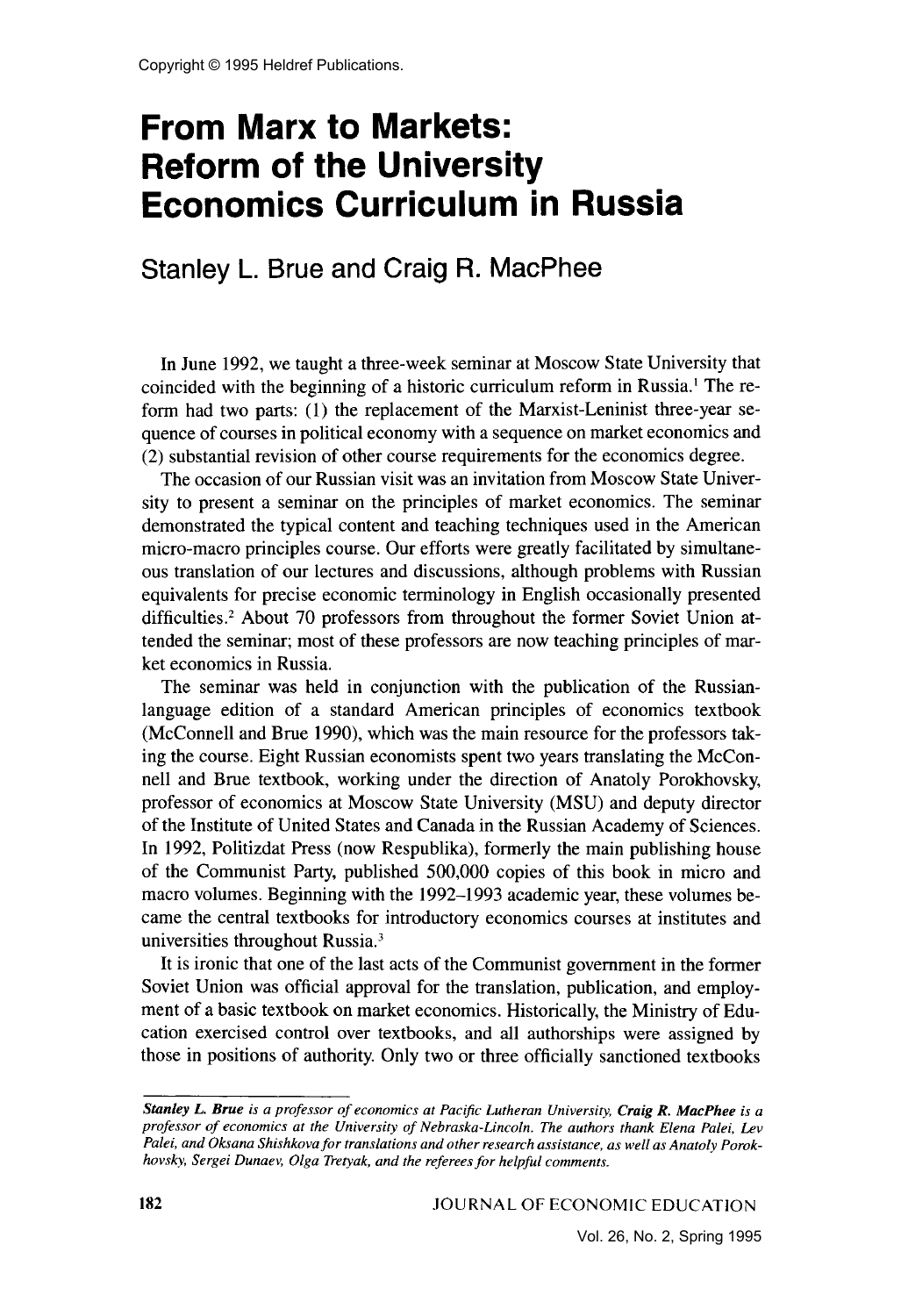# From Marx to Markets: Reform of the University Economics Curriculum in Russia

Stanley L. Brue and Craig R. MacPhee

In June 1992, we taught a three-week seminar at Moscow State University that coincided with the beginning of a historic curriculum reform in Russia.[1] The reform had two parts: (1) the replacement of the Marxist-Leninist three-year sequence of courses in political economy with a sequence on market economics and (2) substantial revision of other course requirements for the economics degree.

The occasion of our Russian visit was an invitation from Moscow State University to present a seminar on the principles of market economics. The seminar demonstrated the typical content and teaching techniques used in the American micro-macro principles course. Our efforts were greatly facilitated by simultaneous translation of our lectures and discussions, although problems with Russian equivalents for precise economic terminology in English occasionally presented difficulties.[2] About 70 professors from throughout the former Soviet Union attended the seminar; most of these professors are now teaching principles of market economics in Russia.

The seminar was held in conjunction with the publication of the Russian-language edition of a standard American principles of economics textbook (McConnell and Brue 1990), which was the main resource for the professors taking the course. Eight Russian economists spent two years translating the McConnell and Brue textbook, working under the direction of Anatoly Porokhovsky, professor of economics at Moscow State University (MSU) and deputy director of the Institute of United States and Canada in the Russian Academy of Sciences. In 1992, Politizdat Press (now Respublika), formerly the main publishing house of the Communist Party, published 500,000 copies of this book in micro and macro volumes. Beginning with the 1992–1993 academic year, these volumes became the central textbooks for introductory economics courses at institutes and universities throughout Russia.[3]

It is ironic that one of the last acts of the Communist government in the former Soviet Union was official approval for the translation, publication, and employment of a basic textbook on market economics. Historically, the Ministry of Education exercised control over textbooks, and all authorships were assigned by those in positions of authority. Only two or three officially sanctioned textbooks

---

*Stanley L. Brue is a professor of economics at Pacific Lutheran University, Craig R. MacPhee is a professor of economics at the University of Nebraska-Lincoln. The authors thank Elena Palei, Lev Palei, and Oksana Shishkova for translations and other research assistance, as well as Anatoly Porokhovsky, Sergei Dunaev, Olga Tretyak, and the referees for helpful comments.*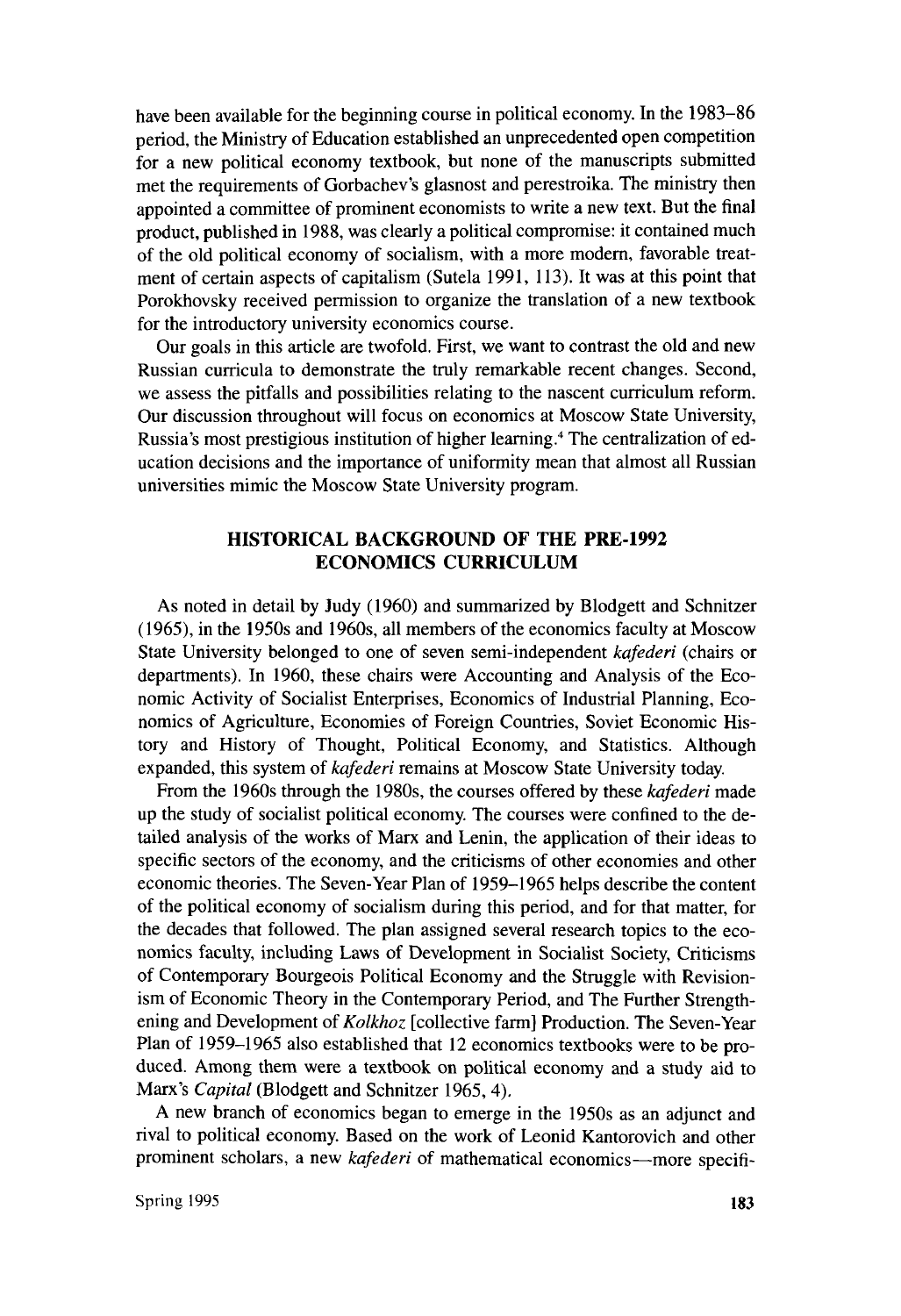have been available for the beginning course in political economy. In the 1983–86 period, the Ministry of Education established an unprecedented open competition for a new political economy textbook, but none of the manuscripts submitted met the requirements of Gorbachev's glasnost and perestroika. The ministry then appointed a committee of prominent economists to write a new text. But the final product, published in 1988, was clearly a political compromise: it contained much of the old political economy of socialism, with a more modern, favorable treatment of certain aspects of capitalism (Sutela 1991, 113). It was at this point that Porokhovsky received permission to organize the translation of a new textbook for the introductory university economics course.

Our goals in this article are twofold. First, we want to contrast the old and new Russian curricula to demonstrate the truly remarkable recent changes. Second, we assess the pitfalls and possibilities relating to the nascent curriculum reform. Our discussion throughout will focus on economics at Moscow State University, Russia's most prestigious institution of higher learning.[4] The centralization of education decisions and the importance of uniformity mean that almost all Russian universities mimic the Moscow State University program.

## HISTORICAL BACKGROUND OF THE PRE-1992 ECONOMICS CURRICULUM

As noted in detail by Judy (1960) and summarized by Blodgett and Schnitzer (1965), in the 1950s and 1960s, all members of the economics faculty at Moscow State University belonged to one of seven semi-independent *kafederi* (chairs or departments). In 1960, these chairs were Accounting and Analysis of the Economic Activity of Socialist Enterprises, Economics of Industrial Planning, Economics of Agriculture, Economies of Foreign Countries, Soviet Economic History and History of Thought, Political Economy, and Statistics. Although expanded, this system of *kafederi* remains at Moscow State University today.

From the 1960s through the 1980s, the courses offered by these *kafederi* made up the study of socialist political economy. The courses were confined to the detailed analysis of the works of Marx and Lenin, the application of their ideas to specific sectors of the economy, and the criticisms of other economies and other economic theories. The Seven-Year Plan of 1959–1965 helps describe the content of the political economy of socialism during this period, and for that matter, for the decades that followed. The plan assigned several research topics to the economics faculty, including Laws of Development in Socialist Society, Criticisms of Contemporary Bourgeois Political Economy and the Struggle with Revisionism of Economic Theory in the Contemporary Period, and The Further Strengthening and Development of *Kolkhoz* [collective farm] Production. The Seven-Year Plan of 1959–1965 also established that 12 economics textbooks were to be produced. Among them were a textbook on political economy and a study aid to Marx's *Capital* (Blodgett and Schnitzer 1965, 4).

A new branch of economics began to emerge in the 1950s as an adjunct and rival to political economy. Based on the work of Leonid Kantorovich and other prominent scholars, a new *kafederi* of mathematical economics—more specifi-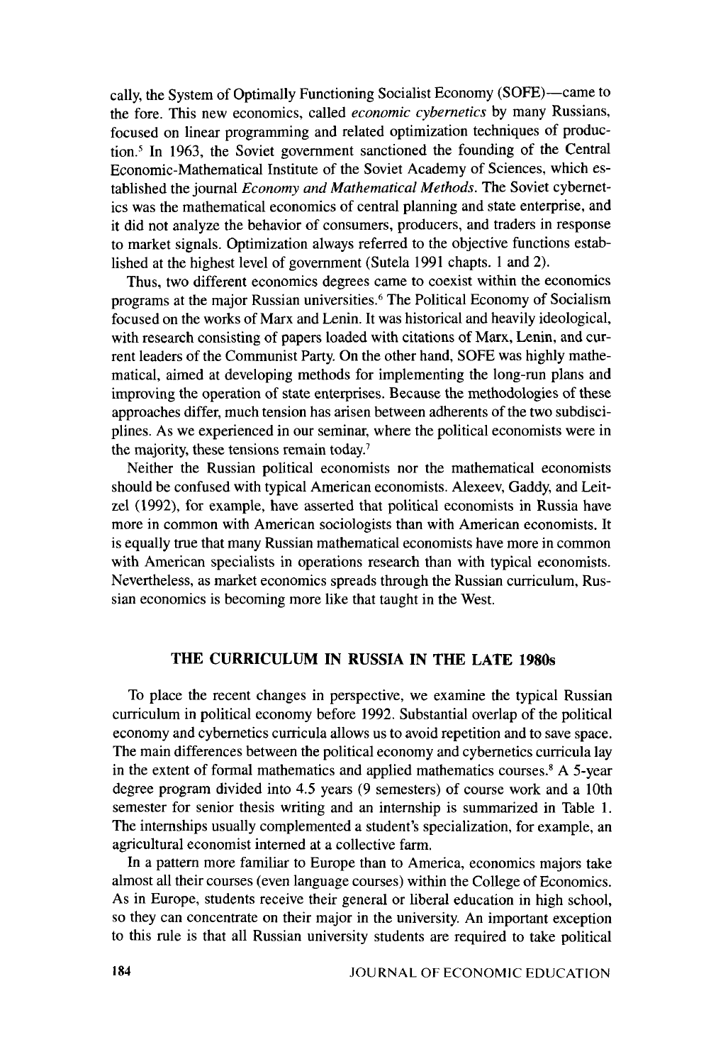cally, the System of Optimally Functioning Socialist Economy (SOFE)—came to the fore. This new economics, called *economic cybernetics* by many Russians, focused on linear programming and related optimization techniques of production.[5] In 1963, the Soviet government sanctioned the founding of the Central Economic-Mathematical Institute of the Soviet Academy of Sciences, which established the journal *Economy and Mathematical Methods*. The Soviet cybernetics was the mathematical economics of central planning and state enterprise, and it did not analyze the behavior of consumers, producers, and traders in response to market signals. Optimization always referred to the objective functions established at the highest level of government (Sutela 1991 chapts. 1 and 2).

Thus, two different economics degrees came to coexist within the economics programs at the major Russian universities.[6] The Political Economy of Socialism focused on the works of Marx and Lenin. It was historical and heavily ideological, with research consisting of papers loaded with citations of Marx, Lenin, and current leaders of the Communist Party. On the other hand, SOFE was highly mathematical, aimed at developing methods for implementing the long-run plans and improving the operation of state enterprises. Because the methodologies of these approaches differ, much tension has arisen between adherents of the two subdisciplines. As we experienced in our seminar, where the political economists were in the majority, these tensions remain today.[7]

Neither the Russian political economists nor the mathematical economists should be confused with typical American economists. Alexeev, Gaddy, and Leitzel (1992), for example, have asserted that political economists in Russia have more in common with American sociologists than with American economists. It is equally true that many Russian mathematical economists have more in common with American specialists in operations research than with typical economists. Nevertheless, as market economics spreads through the Russian curriculum, Russian economics is becoming more like that taught in the West.

## THE CURRICULUM IN RUSSIA IN THE LATE 1980s

To place the recent changes in perspective, we examine the typical Russian curriculum in political economy before 1992. Substantial overlap of the political economy and cybernetics curricula allows us to avoid repetition and to save space. The main differences between the political economy and cybernetics curricula lay in the extent of formal mathematics and applied mathematics courses.[8] A 5-year degree program divided into 4.5 years (9 semesters) of course work and a 10th semester for senior thesis writing and an internship is summarized in Table 1. The internships usually complemented a student's specialization, for example, an agricultural economist interned at a collective farm.

In a pattern more familiar to Europe than to America, economics majors take almost all their courses (even language courses) within the College of Economics. As in Europe, students receive their general or liberal education in high school, so they can concentrate on their major in the university. An important exception to this rule is that all Russian university students are required to take political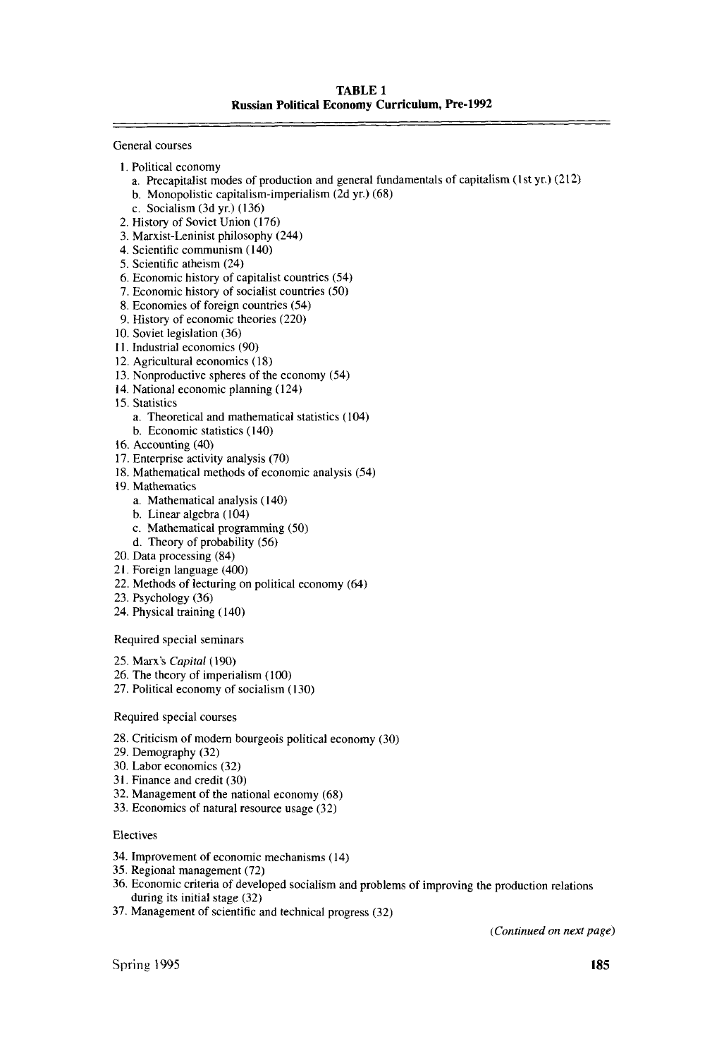**TABLE 1**
**Russian Political Economy Curriculum, Pre-1992**

General courses

1. Political economy
   a. Precapitalist modes of production and general fundamentals of capitalism (1st yr.) (212)
   b. Monopolistic capitalism-imperialism (2d yr.) (68)
   c. Socialism (3d yr.) (136)
2. History of Soviet Union (176)
3. Marxist-Leninist philosophy (244)
4. Scientific communism (140)
5. Scientific atheism (24)
6. Economic history of capitalist countries (54)
7. Economic history of socialist countries (50)
8. Economies of foreign countries (54)
9. History of economic theories (220)
10. Soviet legislation (36)
11. Industrial economics (90)
12. Agricultural economics (18)
13. Nonproductive spheres of the economy (54)
14. National economic planning (124)
15. Statistics
    a. Theoretical and mathematical statistics (104)
    b. Economic statistics (140)
16. Accounting (40)
17. Enterprise activity analysis (70)
18. Mathematical methods of economic analysis (54)
19. Mathematics
    a. Mathematical analysis (140)
    b. Linear algebra (104)
    c. Mathematical programming (50)
    d. Theory of probability (56)
20. Data processing (84)
21. Foreign language (400)
22. Methods of lecturing on political economy (64)
23. Psychology (36)
24. Physical training (140)

Required special seminars

25. Marx's *Capital* (190)
26. The theory of imperialism (100)
27. Political economy of socialism (130)

Required special courses

28. Criticism of modern bourgeois political economy (30)
29. Demography (32)
30. Labor economics (32)
31. Finance and credit (30)
32. Management of the national economy (68)
33. Economics of natural resource usage (32)

Electives

34. Improvement of economic mechanisms (14)
35. Regional management (72)
36. Economic criteria of developed socialism and problems of improving the production relations during its initial stage (32)
37. Management of scientific and technical progress (32)

*(Continued on next page)*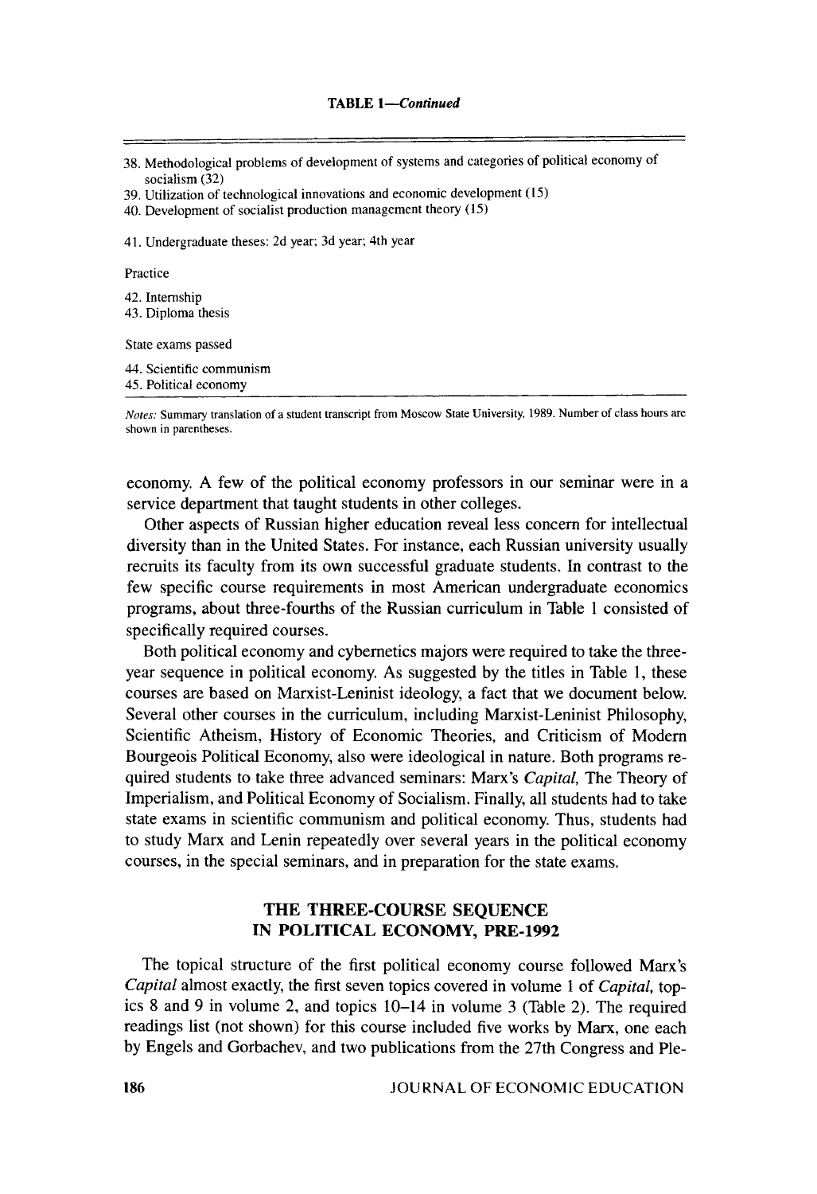**TABLE 1—Continued**

38. Methodological problems of development of systems and categories of political economy of socialism (32)
39. Utilization of technological innovations and economic development (15)
40. Development of socialist production management theory (15)

41. Undergraduate theses: 2d year; 3d year; 4th year

Practice

42. Internship
43. Diploma thesis

State exams passed

44. Scientific communism
45. Political economy

*Notes:* Summary translation of a student transcript from Moscow State University, 1989. Number of class hours are shown in parentheses.

economy. A few of the political economy professors in our seminar were in a service department that taught students in other colleges.

Other aspects of Russian higher education reveal less concern for intellectual diversity than in the United States. For instance, each Russian university usually recruits its faculty from its own successful graduate students. In contrast to the few specific course requirements in most American undergraduate economics programs, about three-fourths of the Russian curriculum in Table 1 consisted of specifically required courses.

Both political economy and cybernetics majors were required to take the three-year sequence in political economy. As suggested by the titles in Table 1, these courses are based on Marxist-Leninist ideology, a fact that we document below. Several other courses in the curriculum, including Marxist-Leninist Philosophy, Scientific Atheism, History of Economic Theories, and Criticism of Modern Bourgeois Political Economy, also were ideological in nature. Both programs required students to take three advanced seminars: Marx's *Capital,* The Theory of Imperialism, and Political Economy of Socialism. Finally, all students had to take state exams in scientific communism and political economy. Thus, students had to study Marx and Lenin repeatedly over several years in the political economy courses, in the special seminars, and in preparation for the state exams.

## THE THREE-COURSE SEQUENCE IN POLITICAL ECONOMY, PRE-1992

The topical structure of the first political economy course followed Marx's *Capital* almost exactly, the first seven topics covered in volume 1 of *Capital,* topics 8 and 9 in volume 2, and topics 10–14 in volume 3 (Table 2). The required readings list (not shown) for this course included five works by Marx, one each by Engels and Gorbachev, and two publications from the 27th Congress and Ple-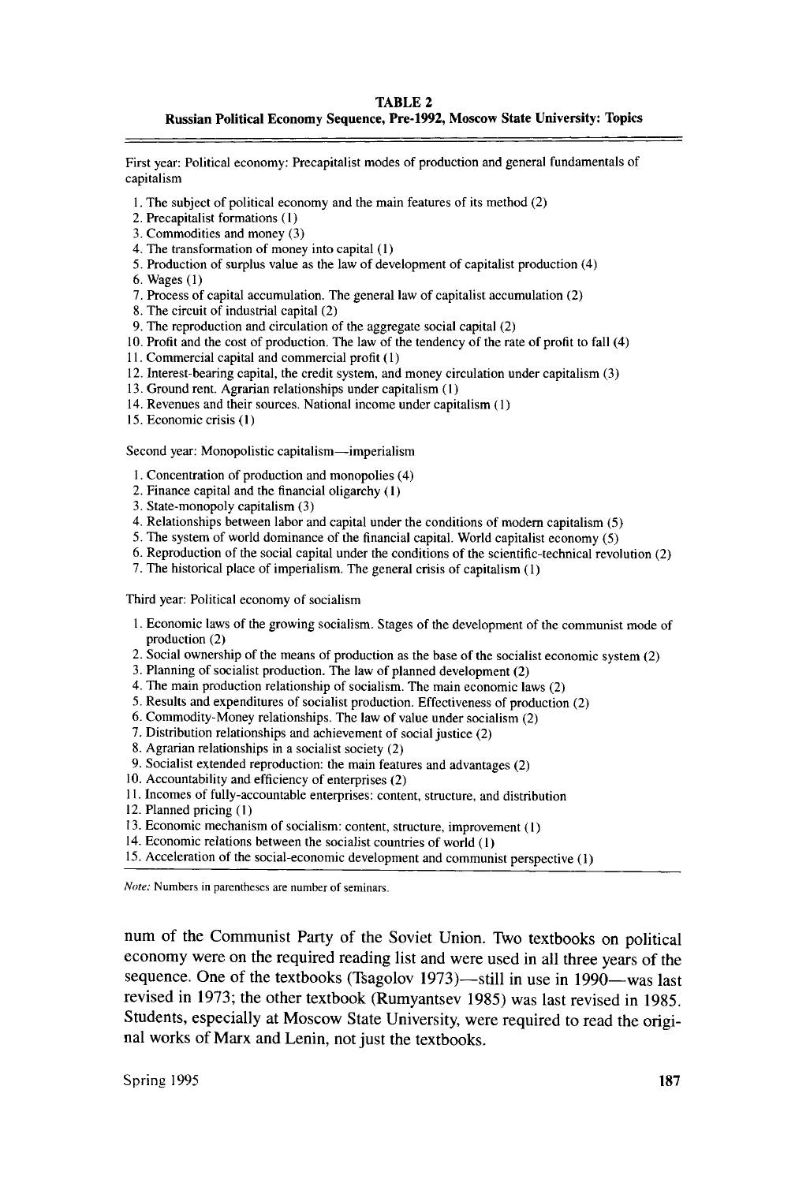**TABLE 2**
**Russian Political Economy Sequence, Pre-1992, Moscow State University: Topics**

First year: Political economy: Precapitalist modes of production and general fundamentals of capitalism

1. The subject of political economy and the main features of its method (2)
2. Precapitalist formations (1)
3. Commodities and money (3)
4. The transformation of money into capital (1)
5. Production of surplus value as the law of development of capitalist production (4)
6. Wages (1)
7. Process of capital accumulation. The general law of capitalist accumulation (2)
8. The circuit of industrial capital (2)
9. The reproduction and circulation of the aggregate social capital (2)
10. Profit and the cost of production. The law of the tendency of the rate of profit to fall (4)
11. Commercial capital and commercial profit (1)
12. Interest-bearing capital, the credit system, and money circulation under capitalism (3)
13. Ground rent. Agrarian relationships under capitalism (1)
14. Revenues and their sources. National income under capitalism (1)
15. Economic crisis (1)

Second year: Monopolistic capitalism—imperialism

1. Concentration of production and monopolies (4)
2. Finance capital and the financial oligarchy (1)
3. State-monopoly capitalism (3)
4. Relationships between labor and capital under the conditions of modern capitalism (5)
5. The system of world dominance of the financial capital. World capitalist economy (5)
6. Reproduction of the social capital under the conditions of the scientific-technical revolution (2)
7. The historical place of imperialism. The general crisis of capitalism (1)

Third year: Political economy of socialism

1. Economic laws of the growing socialism. Stages of the development of the communist mode of production (2)
2. Social ownership of the means of production as the base of the socialist economic system (2)
3. Planning of socialist production. The law of planned development (2)
4. The main production relationship of socialism. The main economic laws (2)
5. Results and expenditures of socialist production. Effectiveness of production (2)
6. Commodity-Money relationships. The law of value under socialism (2)
7. Distribution relationships and achievement of social justice (2)
8. Agrarian relationships in a socialist society (2)
9. Socialist extended reproduction: the main features and advantages (2)
10. Accountability and efficiency of enterprises (2)
11. Incomes of fully-accountable enterprises: content, structure, and distribution
12. Planned pricing (1)
13. Economic mechanism of socialism: content, structure, improvement (1)
14. Economic relations between the socialist countries of world (1)
15. Acceleration of the social-economic development and communist perspective (1)

*Note:* Numbers in parentheses are number of seminars.

num of the Communist Party of the Soviet Union. Two textbooks on political economy were on the required reading list and were used in all three years of the sequence. One of the textbooks (Tsagolov 1973)—still in use in 1990—was last revised in 1973; the other textbook (Rumyantsev 1985) was last revised in 1985. Students, especially at Moscow State University, were required to read the original works of Marx and Lenin, not just the textbooks.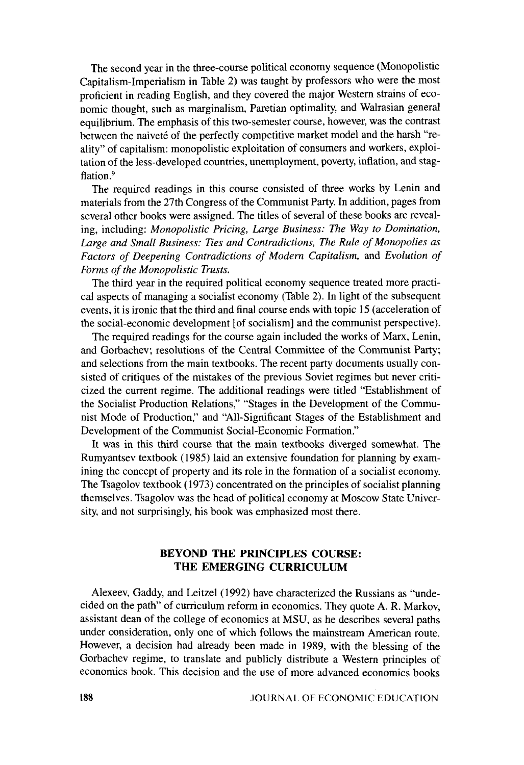The second year in the three-course political economy sequence (Monopolistic Capitalism-Imperialism in Table 2) was taught by professors who were the most proficient in reading English, and they covered the major Western strains of economic thought, such as marginalism, Paretian optimality, and Walrasian general equilibrium. The emphasis of this two-semester course, however, was the contrast between the naiveté of the perfectly competitive market model and the harsh "reality" of capitalism: monopolistic exploitation of consumers and workers, exploitation of the less-developed countries, unemployment, poverty, inflation, and stagflation.[9]

The required readings in this course consisted of three works by Lenin and materials from the 27th Congress of the Communist Party. In addition, pages from several other books were assigned. The titles of several of these books are revealing, including: *Monopolistic Pricing, Large Business: The Way to Domination, Large and Small Business: Ties and Contradictions, The Rule of Monopolies as Factors of Deepening Contradictions of Modern Capitalism,* and *Evolution of Forms of the Monopolistic Trusts.*

The third year in the required political economy sequence treated more practical aspects of managing a socialist economy (Table 2). In light of the subsequent events, it is ironic that the third and final course ends with topic 15 (acceleration of the social-economic development [of socialism] and the communist perspective).

The required readings for the course again included the works of Marx, Lenin, and Gorbachev; resolutions of the Central Committee of the Communist Party; and selections from the main textbooks. The recent party documents usually consisted of critiques of the mistakes of the previous Soviet regimes but never criticized the current regime. The additional readings were titled "Establishment of the Socialist Production Relations," "Stages in the Development of the Communist Mode of Production," and "All-Significant Stages of the Establishment and Development of the Communist Social-Economic Formation."

It was in this third course that the main textbooks diverged somewhat. The Rumyantsev textbook (1985) laid an extensive foundation for planning by examining the concept of property and its role in the formation of a socialist economy. The Tsagolov textbook (1973) concentrated on the principles of socialist planning themselves. Tsagolov was the head of political economy at Moscow State University, and not surprisingly, his book was emphasized most there.

## BEYOND THE PRINCIPLES COURSE: THE EMERGING CURRICULUM

Alexeev, Gaddy, and Leitzel (1992) have characterized the Russians as "undecided on the path" of curriculum reform in economics. They quote A. R. Markov, assistant dean of the college of economics at MSU, as he describes several paths under consideration, only one of which follows the mainstream American route. However, a decision had already been made in 1989, with the blessing of the Gorbachev regime, to translate and publicly distribute a Western principles of economics book. This decision and the use of more advanced economics books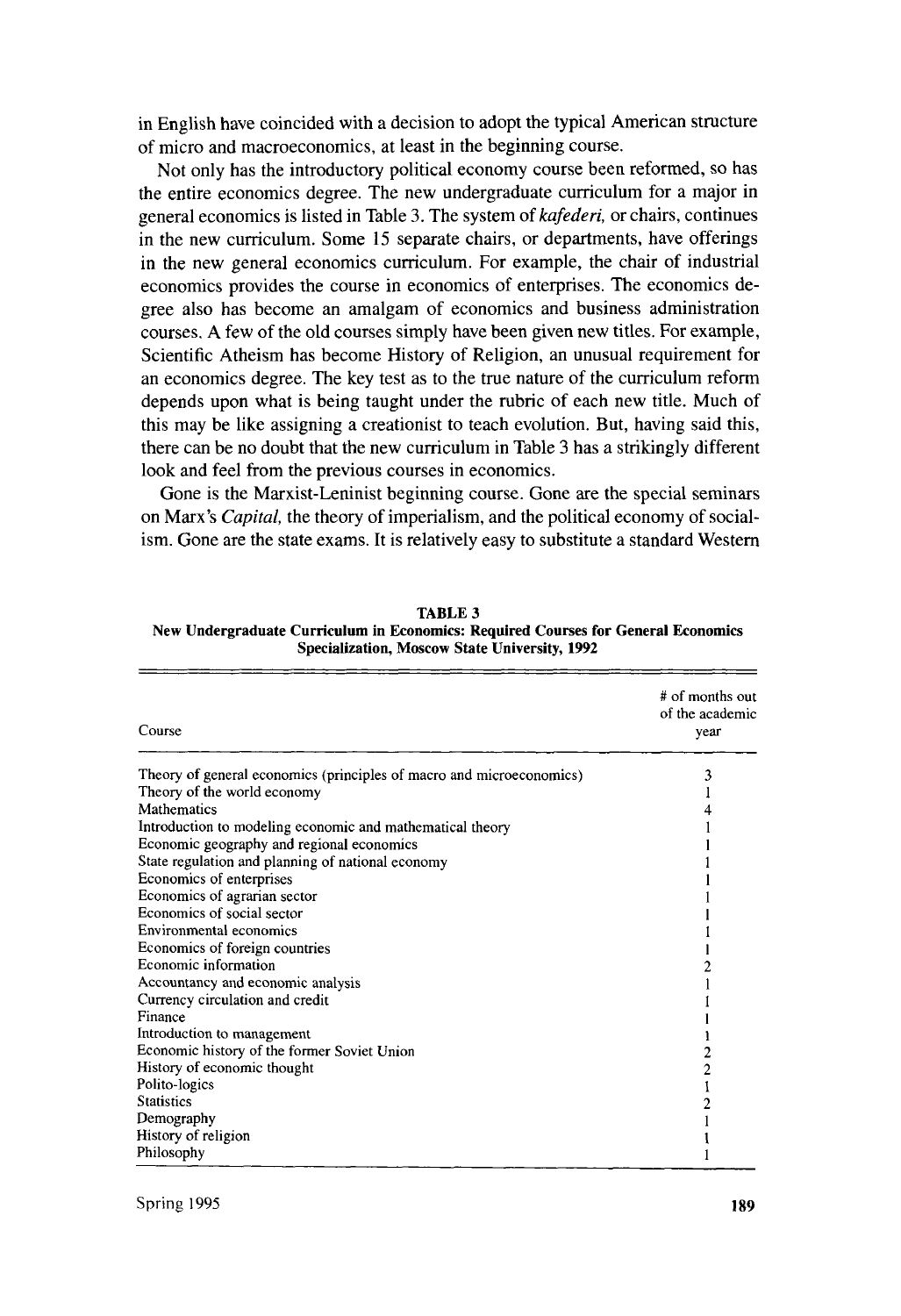in English have coincided with a decision to adopt the typical American structure of micro and macroeconomics, at least in the beginning course.

Not only has the introductory political economy course been reformed, so has the entire economics degree. The new undergraduate curriculum for a major in general economics is listed in Table 3. The system of *kafederi*, or chairs, continues in the new curriculum. Some 15 separate chairs, or departments, have offerings in the new general economics curriculum. For example, the chair of industrial economics provides the course in economics of enterprises. The economics degree also has become an amalgam of economics and business administration courses. A few of the old courses simply have been given new titles. For example, Scientific Atheism has become History of Religion, an unusual requirement for an economics degree. The key test as to the true nature of the curriculum reform depends upon what is being taught under the rubric of each new title. Much of this may be like assigning a creationist to teach evolution. But, having said this, there can be no doubt that the new curriculum in Table 3 has a strikingly different look and feel from the previous courses in economics.

Gone is the Marxist-Leninist beginning course. Gone are the special seminars on Marx's *Capital*, the theory of imperialism, and the political economy of socialism. Gone are the state exams. It is relatively easy to substitute a standard Western

**TABLE 3**
**New Undergraduate Curriculum in Economics: Required Courses for General Economics Specialization, Moscow State University, 1992**

| Course | # of months out of the academic year |
|---|---|
| Theory of general economics (principles of macro and microeconomics) | 3 |
| Theory of the world economy | 1 |
| Mathematics | 4 |
| Introduction to modeling economic and mathematical theory | 1 |
| Economic geography and regional economics | 1 |
| State regulation and planning of national economy | 1 |
| Economics of enterprises | 1 |
| Economics of agrarian sector | 1 |
| Economics of social sector | 1 |
| Environmental economics | 1 |
| Economics of foreign countries | 1 |
| Economic information | 2 |
| Accountancy and economic analysis | 1 |
| Currency circulation and credit | 1 |
| Finance | 1 |
| Introduction to management | 1 |
| Economic history of the former Soviet Union | 2 |
| History of economic thought | 2 |
| Polito-logics | 1 |
| Statistics | 2 |
| Demography | 1 |
| History of religion | 1 |
| Philosophy | 1 |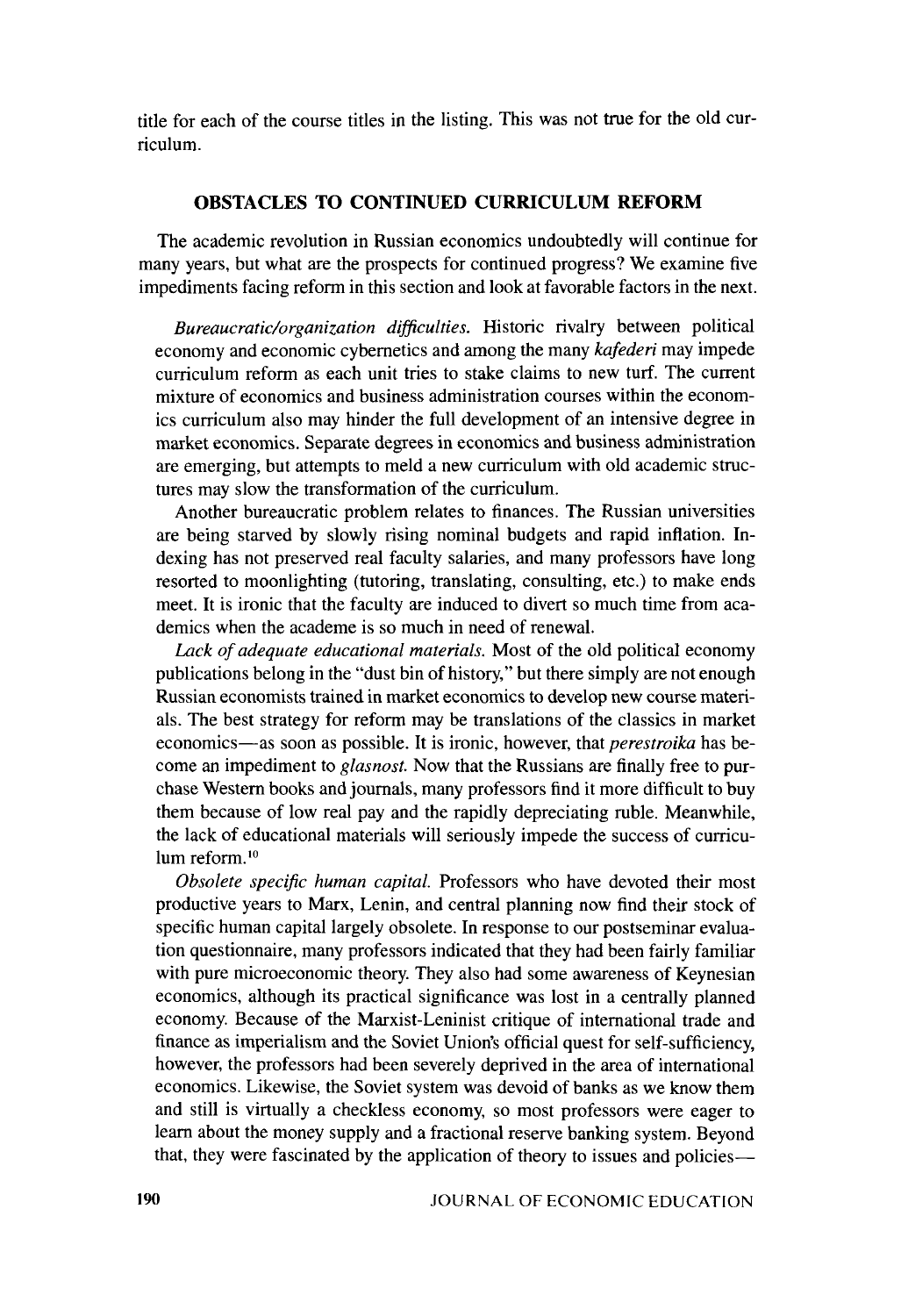title for each of the course titles in the listing. This was not true for the old curriculum.

## OBSTACLES TO CONTINUED CURRICULUM REFORM

The academic revolution in Russian economics undoubtedly will continue for many years, but what are the prospects for continued progress? We examine five impediments facing reform in this section and look at favorable factors in the next.

*Bureaucratic/organization difficulties.* Historic rivalry between political economy and economic cybernetics and among the many *kafederi* may impede curriculum reform as each unit tries to stake claims to new turf. The current mixture of economics and business administration courses within the economics curriculum also may hinder the full development of an intensive degree in market economics. Separate degrees in economics and business administration are emerging, but attempts to meld a new curriculum with old academic structures may slow the transformation of the curriculum.

Another bureaucratic problem relates to finances. The Russian universities are being starved by slowly rising nominal budgets and rapid inflation. Indexing has not preserved real faculty salaries, and many professors have long resorted to moonlighting (tutoring, translating, consulting, etc.) to make ends meet. It is ironic that the faculty are induced to divert so much time from academics when the academe is so much in need of renewal.

*Lack of adequate educational materials.* Most of the old political economy publications belong in the "dust bin of history," but there simply are not enough Russian economists trained in market economics to develop new course materials. The best strategy for reform may be translations of the classics in market economics—as soon as possible. It is ironic, however, that *perestroika* has become an impediment to *glasnost.* Now that the Russians are finally free to purchase Western books and journals, many professors find it more difficult to buy them because of low real pay and the rapidly depreciating ruble. Meanwhile, the lack of educational materials will seriously impede the success of curriculum reform.[10]

*Obsolete specific human capital.* Professors who have devoted their most productive years to Marx, Lenin, and central planning now find their stock of specific human capital largely obsolete. In response to our postseminar evaluation questionnaire, many professors indicated that they had been fairly familiar with pure microeconomic theory. They also had some awareness of Keynesian economics, although its practical significance was lost in a centrally planned economy. Because of the Marxist-Leninist critique of international trade and finance as imperialism and the Soviet Union's official quest for self-sufficiency, however, the professors had been severely deprived in the area of international economics. Likewise, the Soviet system was devoid of banks as we know them and still is virtually a checkless economy, so most professors were eager to learn about the money supply and a fractional reserve banking system. Beyond that, they were fascinated by the application of theory to issues and policies—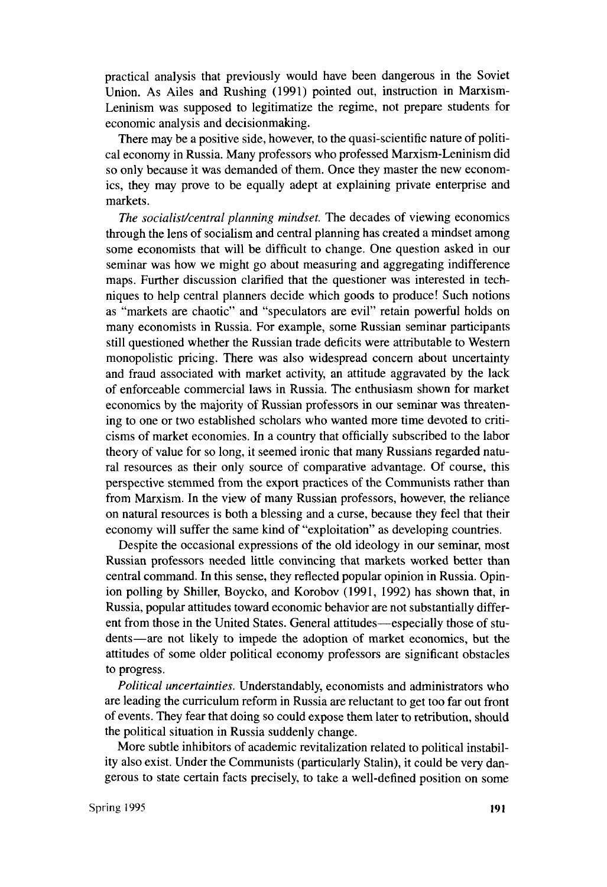practical analysis that previously would have been dangerous in the Soviet Union. As Ailes and Rushing (1991) pointed out, instruction in Marxism-Leninism was supposed to legitimatize the regime, not prepare students for economic analysis and decisionmaking.

There may be a positive side, however, to the quasi-scientific nature of political economy in Russia. Many professors who professed Marxism-Leninism did so only because it was demanded of them. Once they master the new economics, they may prove to be equally adept at explaining private enterprise and markets.

*The socialist/central planning mindset.* The decades of viewing economics through the lens of socialism and central planning has created a mindset among some economists that will be difficult to change. One question asked in our seminar was how we might go about measuring and aggregating indifference maps. Further discussion clarified that the questioner was interested in techniques to help central planners decide which goods to produce! Such notions as "markets are chaotic" and "speculators are evil" retain powerful holds on many economists in Russia. For example, some Russian seminar participants still questioned whether the Russian trade deficits were attributable to Western monopolistic pricing. There was also widespread concern about uncertainty and fraud associated with market activity, an attitude aggravated by the lack of enforceable commercial laws in Russia. The enthusiasm shown for market economics by the majority of Russian professors in our seminar was threatening to one or two established scholars who wanted more time devoted to criticisms of market economies. In a country that officially subscribed to the labor theory of value for so long, it seemed ironic that many Russians regarded natural resources as their only source of comparative advantage. Of course, this perspective stemmed from the export practices of the Communists rather than from Marxism. In the view of many Russian professors, however, the reliance on natural resources is both a blessing and a curse, because they feel that their economy will suffer the same kind of "exploitation" as developing countries.

Despite the occasional expressions of the old ideology in our seminar, most Russian professors needed little convincing that markets worked better than central command. In this sense, they reflected popular opinion in Russia. Opinion polling by Shiller, Boycko, and Korobov (1991, 1992) has shown that, in Russia, popular attitudes toward economic behavior are not substantially different from those in the United States. General attitudes—especially those of students—are not likely to impede the adoption of market economics, but the attitudes of some older political economy professors are significant obstacles to progress.

*Political uncertainties.* Understandably, economists and administrators who are leading the curriculum reform in Russia are reluctant to get too far out front of events. They fear that doing so could expose them later to retribution, should the political situation in Russia suddenly change.

More subtle inhibitors of academic revitalization related to political instability also exist. Under the Communists (particularly Stalin), it could be very dangerous to state certain facts precisely, to take a well-defined position on some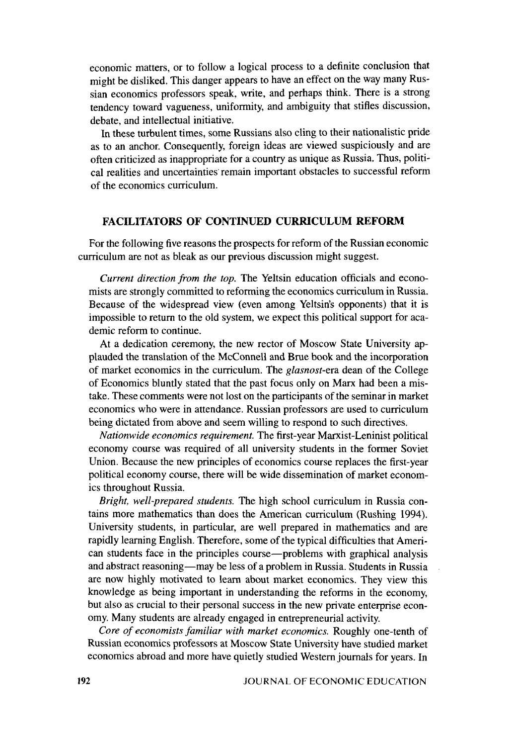economic matters, or to follow a logical process to a definite conclusion that might be disliked. This danger appears to have an effect on the way many Russian economics professors speak, write, and perhaps think. There is a strong tendency toward vagueness, uniformity, and ambiguity that stifles discussion, debate, and intellectual initiative.

In these turbulent times, some Russians also cling to their nationalistic pride as to an anchor. Consequently, foreign ideas are viewed suspiciously and are often criticized as inappropriate for a country as unique as Russia. Thus, political realities and uncertainties remain important obstacles to successful reform of the economics curriculum.

## FACILITATORS OF CONTINUED CURRICULUM REFORM

For the following five reasons the prospects for reform of the Russian economic curriculum are not as bleak as our previous discussion might suggest.

*Current direction from the top.* The Yeltsin education officials and economists are strongly committed to reforming the economics curriculum in Russia. Because of the widespread view (even among Yeltsin's opponents) that it is impossible to return to the old system, we expect this political support for academic reform to continue.

At a dedication ceremony, the new rector of Moscow State University applauded the translation of the McConnell and Brue book and the incorporation of market economics in the curriculum. The *glasnost*-era dean of the College of Economics bluntly stated that the past focus only on Marx had been a mistake. These comments were not lost on the participants of the seminar in market economics who were in attendance. Russian professors are used to curriculum being dictated from above and seem willing to respond to such directives.

*Nationwide economics requirement.* The first-year Marxist-Leninist political economy course was required of all university students in the former Soviet Union. Because the new principles of economics course replaces the first-year political economy course, there will be wide dissemination of market economics throughout Russia.

*Bright, well-prepared students.* The high school curriculum in Russia contains more mathematics than does the American curriculum (Rushing 1994). University students, in particular, are well prepared in mathematics and are rapidly learning English. Therefore, some of the typical difficulties that American students face in the principles course—problems with graphical analysis and abstract reasoning—may be less of a problem in Russia. Students in Russia are now highly motivated to learn about market economics. They view this knowledge as being important in understanding the reforms in the economy, but also as crucial to their personal success in the new private enterprise economy. Many students are already engaged in entrepreneurial activity.

*Core of economists familiar with market economics.* Roughly one-tenth of Russian economics professors at Moscow State University have studied market economics abroad and more have quietly studied Western journals for years. In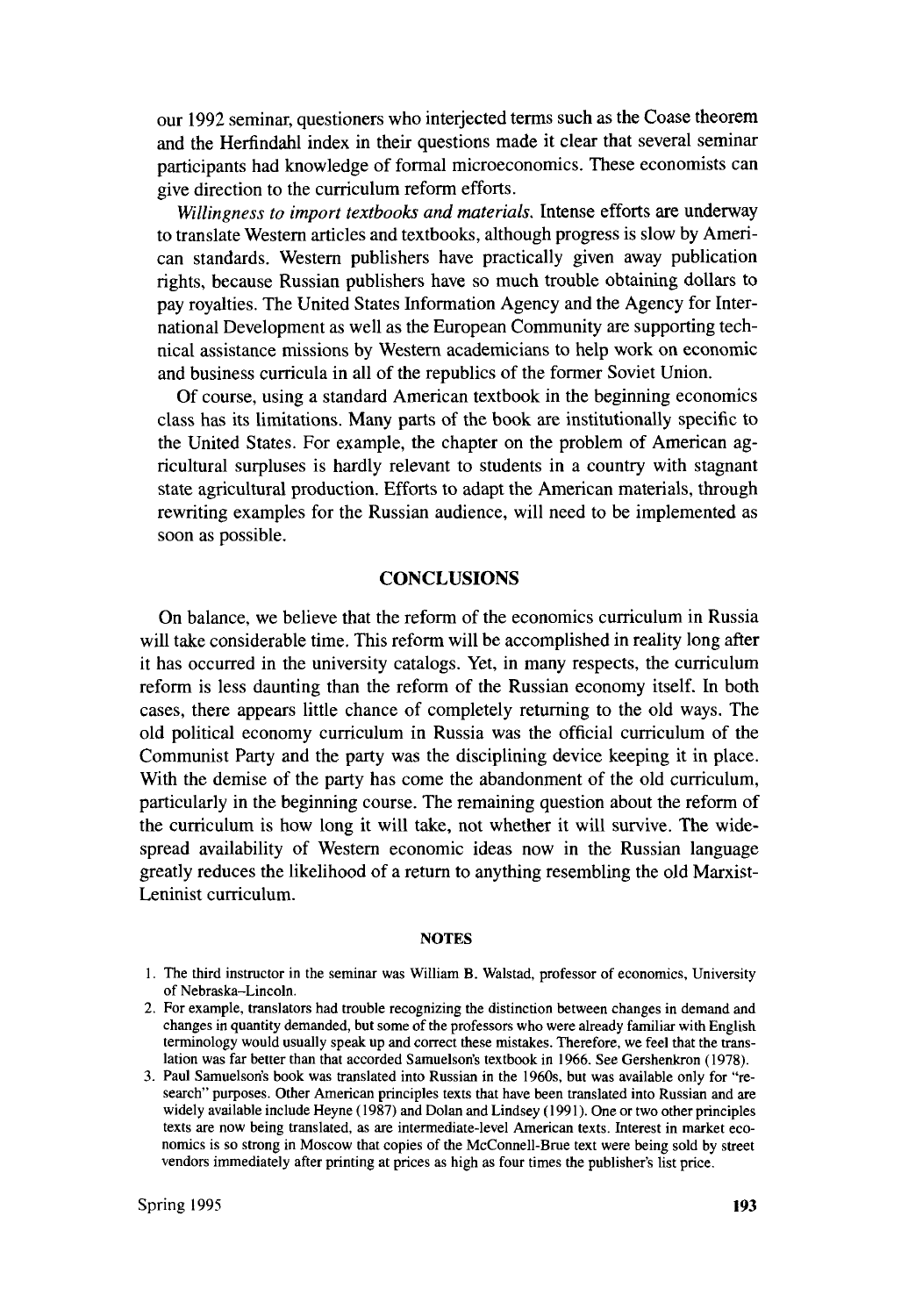our 1992 seminar, questioners who interjected terms such as the Coase theorem and the Herfindahl index in their questions made it clear that several seminar participants had knowledge of formal microeconomics. These economists can give direction to the curriculum reform efforts.

*Willingness to import textbooks and materials.* Intense efforts are underway to translate Western articles and textbooks, although progress is slow by American standards. Western publishers have practically given away publication rights, because Russian publishers have so much trouble obtaining dollars to pay royalties. The United States Information Agency and the Agency for International Development as well as the European Community are supporting technical assistance missions by Western academicians to help work on economic and business curricula in all of the republics of the former Soviet Union.

Of course, using a standard American textbook in the beginning economics class has its limitations. Many parts of the book are institutionally specific to the United States. For example, the chapter on the problem of American agricultural surpluses is hardly relevant to students in a country with stagnant state agricultural production. Efforts to adapt the American materials, through rewriting examples for the Russian audience, will need to be implemented as soon as possible.

## CONCLUSIONS

On balance, we believe that the reform of the economics curriculum in Russia will take considerable time. This reform will be accomplished in reality long after it has occurred in the university catalogs. Yet, in many respects, the curriculum reform is less daunting than the reform of the Russian economy itself. In both cases, there appears little chance of completely returning to the old ways. The old political economy curriculum in Russia was the official curriculum of the Communist Party and the party was the disciplining device keeping it in place. With the demise of the party has come the abandonment of the old curriculum, particularly in the beginning course. The remaining question about the reform of the curriculum is how long it will take, not whether it will survive. The widespread availability of Western economic ideas now in the Russian language greatly reduces the likelihood of a return to anything resembling the old Marxist-Leninist curriculum.

### NOTES

1. The third instructor in the seminar was William B. Walstad, professor of economics, University of Nebraska–Lincoln.
2. For example, translators had trouble recognizing the distinction between changes in demand and changes in quantity demanded, but some of the professors who were already familiar with English terminology would usually speak up and correct these mistakes. Therefore, we feel that the translation was far better than that accorded Samuelson's textbook in 1966. See Gershenkron (1978).
3. Paul Samuelson's book was translated into Russian in the 1960s, but was available only for "research" purposes. Other American principles texts that have been translated into Russian and are widely available include Heyne (1987) and Dolan and Lindsey (1991). One or two other principles texts are now being translated, as are intermediate-level American texts. Interest in market economics is so strong in Moscow that copies of the McConnell-Brue text were being sold by street vendors immediately after printing at prices as high as four times the publisher's list price.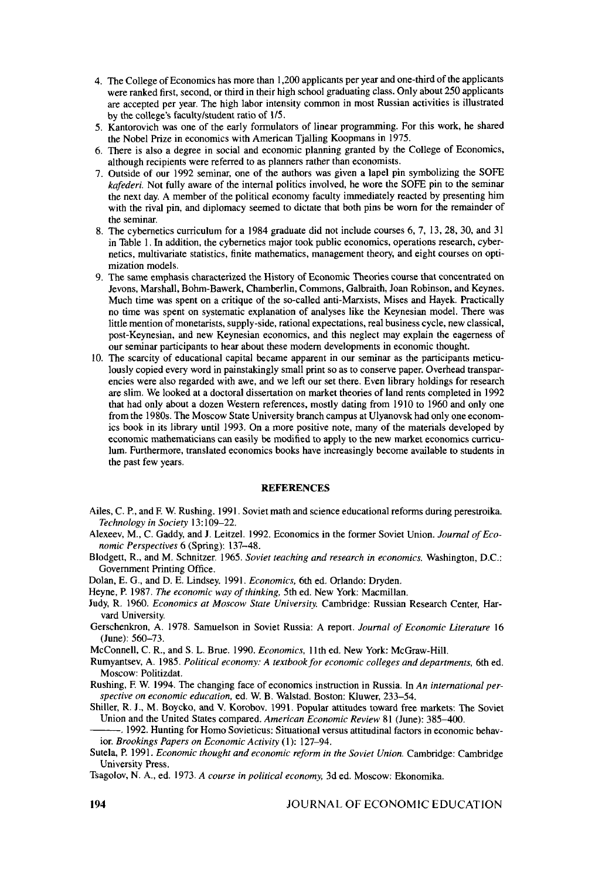4. The College of Economics has more than 1,200 applicants per year and one-third of the applicants were ranked first, second, or third in their high school graduating class. Only about 250 applicants are accepted per year. The high labor intensity common in most Russian activities is illustrated by the college's faculty/student ratio of 1/5.
5. Kantorovich was one of the early formulators of linear programming. For this work, he shared the Nobel Prize in economics with American Tjalling Koopmans in 1975.
6. There is also a degree in social and economic planning granted by the College of Economics, although recipients were referred to as planners rather than economists.
7. Outside of our 1992 seminar, one of the authors was given a lapel pin symbolizing the SOFE *kafederi*. Not fully aware of the internal politics involved, he wore the SOFE pin to the seminar the next day. A member of the political economy faculty immediately reacted by presenting him with the rival pin, and diplomacy seemed to dictate that both pins be worn for the remainder of the seminar.
8. The cybernetics curriculum for a 1984 graduate did not include courses 6, 7, 13, 28, 30, and 31 in Table 1. In addition, the cybernetics major took public economics, operations research, cybernetics, multivariate statistics, finite mathematics, management theory, and eight courses on optimization models.
9. The same emphasis characterized the History of Economic Theories course that concentrated on Jevons, Marshall, Bohm-Bawerk, Chamberlin, Commons, Galbraith, Joan Robinson, and Keynes. Much time was spent on a critique of the so-called anti-Marxists, Mises and Hayek. Practically no time was spent on systematic explanation of analyses like the Keynesian model. There was little mention of monetarists, supply-side, rational expectations, real business cycle, new classical, post-Keynesian, and new Keynesian economics, and this neglect may explain the eagerness of our seminar participants to hear about these modern developments in economic thought.
10. The scarcity of educational capital became apparent in our seminar as the participants meticulously copied every word in painstakingly small print so as to conserve paper. Overhead transparencies were also regarded with awe, and we left our set there. Even library holdings for research are slim. We looked at a doctoral dissertation on market theories of land rents completed in 1992 that had only about a dozen Western references, mostly dating from 1910 to 1960 and only one from the 1980s. The Moscow State University branch campus at Ulyanovsk had only one economics book in its library until 1993. On a more positive note, many of the materials developed by economic mathematicians can easily be modified to apply to the new market economics curriculum. Furthermore, translated economics books have increasingly become available to students in the past few years.

## REFERENCES

Ailes, C. P., and F. W. Rushing. 1991. Soviet math and science educational reforms during perestroika. *Technology in Society* 13:109–22.

Alexeev, M., C. Gaddy, and J. Leitzel. 1992. Economics in the former Soviet Union. *Journal of Economic Perspectives* 6 (Spring): 137–48.

Blodgett, R., and M. Schnitzer. 1965. *Soviet teaching and research in economics.* Washington, D.C.: Government Printing Office.

Dolan, E. G., and D. E. Lindsey. 1991. *Economics,* 6th ed. Orlando: Dryden.

Heyne, P. 1987. *The economic way of thinking,* 5th ed. New York: Macmillan.

Judy, R. 1960. *Economics at Moscow State University.* Cambridge: Russian Research Center, Harvard University.

Gerschenkron, A. 1978. Samuelson in Soviet Russia: A report. *Journal of Economic Literature* 16 (June): 560–73.

McConnell, C. R., and S. L. Brue. 1990. *Economics,* 11th ed. New York: McGraw-Hill.

Rumyantsev, A. 1985. *Political economy: A textbook for economic colleges and departments,* 6th ed. Moscow: Politizdat.

Rushing, F. W. 1994. The changing face of economics instruction in Russia. In *An international perspective on economic education,* ed. W. B. Walstad. Boston: Kluwer, 233–54.

Shiller, R. J., M. Boycko, and V. Korobov. 1991. Popular attitudes toward free markets: The Soviet Union and the United States compared. *American Economic Review* 81 (June): 385–400.

———. 1992. Hunting for Homo Sovieticus: Situational versus attitudinal factors in economic behavior. *Brookings Papers on Economic Activity* (1): 127–94.

Sutela, P. 1991. *Economic thought and economic reform in the Soviet Union.* Cambridge: Cambridge University Press.

Tsagolov, N. A., ed. 1973. *A course in political economy,* 3d ed. Moscow: Ekonomika.